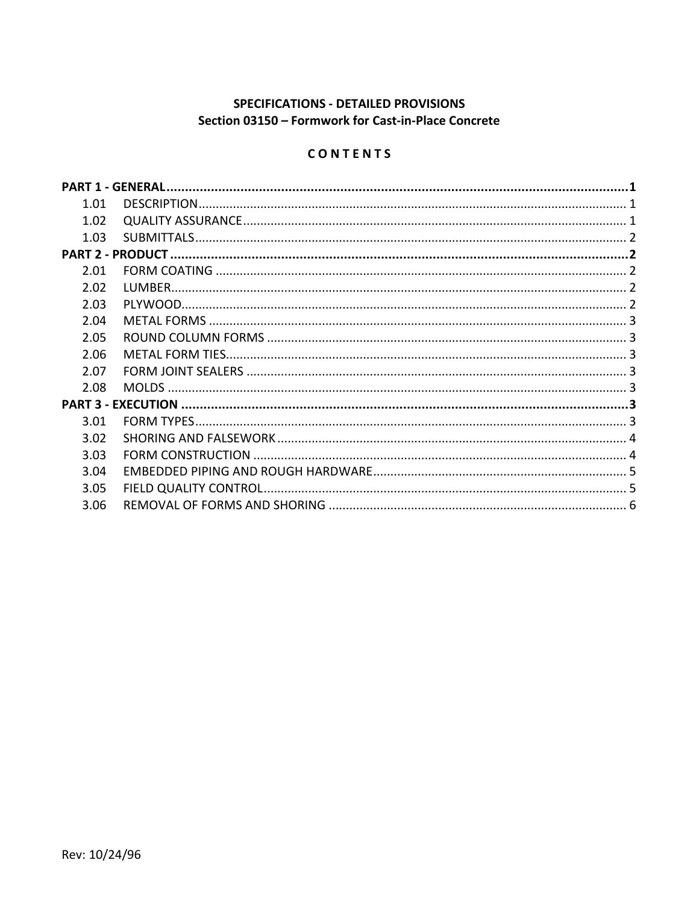**SPECIFICATIONS - DETAILED PROVISIONS**
**Section 03150 – Formwork for Cast-in-Place Concrete**

**C O N T E N T S**

| | | |
|---|---|---|
| **PART 1 - GENERAL** | | **1** |
| 1.01 | DESCRIPTION | 1 |
| 1.02 | QUALITY ASSURANCE | 1 |
| 1.03 | SUBMITTALS | 2 |
| **PART 2 - PRODUCT** | | **2** |
| 2.01 | FORM COATING | 2 |
| 2.02 | LUMBER | 2 |
| 2.03 | PLYWOOD | 2 |
| 2.04 | METAL FORMS | 3 |
| 2.05 | ROUND COLUMN FORMS | 3 |
| 2.06 | METAL FORM TIES | 3 |
| 2.07 | FORM JOINT SEALERS | 3 |
| 2.08 | MOLDS | 3 |
| **PART 3 - EXECUTION** | | **3** |
| 3.01 | FORM TYPES | 3 |
| 3.02 | SHORING AND FALSEWORK | 4 |
| 3.03 | FORM CONSTRUCTION | 4 |
| 3.04 | EMBEDDED PIPING AND ROUGH HARDWARE | 5 |
| 3.05 | FIELD QUALITY CONTROL | 5 |
| 3.06 | REMOVAL OF FORMS AND SHORING | 6 |

Rev: 10/24/96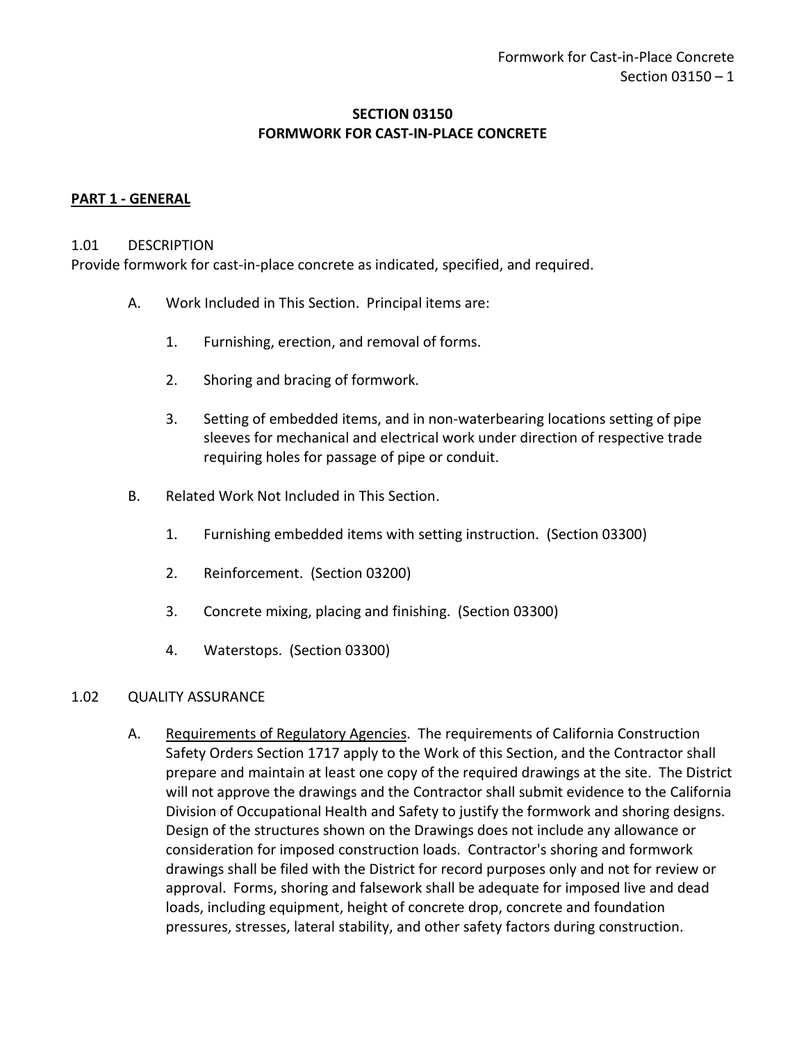# SECTION 03150
# FORMWORK FOR CAST-IN-PLACE CONCRETE

## PART 1 - GENERAL

### 1.01 DESCRIPTION

Provide formwork for cast-in-place concrete as indicated, specified, and required.

A. Work Included in This Section. Principal items are:

1. Furnishing, erection, and removal of forms.

2. Shoring and bracing of formwork.

3. Setting of embedded items, and in non-waterbearing locations setting of pipe sleeves for mechanical and electrical work under direction of respective trade requiring holes for passage of pipe or conduit.

B. Related Work Not Included in This Section.

1. Furnishing embedded items with setting instruction. (Section 03300)

2. Reinforcement. (Section 03200)

3. Concrete mixing, placing and finishing. (Section 03300)

4. Waterstops. (Section 03300)

### 1.02 QUALITY ASSURANCE

A. Requirements of Regulatory Agencies. The requirements of California Construction Safety Orders Section 1717 apply to the Work of this Section, and the Contractor shall prepare and maintain at least one copy of the required drawings at the site. The District will not approve the drawings and the Contractor shall submit evidence to the California Division of Occupational Health and Safety to justify the formwork and shoring designs. Design of the structures shown on the Drawings does not include any allowance or consideration for imposed construction loads. Contractor's shoring and formwork drawings shall be filed with the District for record purposes only and not for review or approval. Forms, shoring and falsework shall be adequate for imposed live and dead loads, including equipment, height of concrete drop, concrete and foundation pressures, stresses, lateral stability, and other safety factors during construction.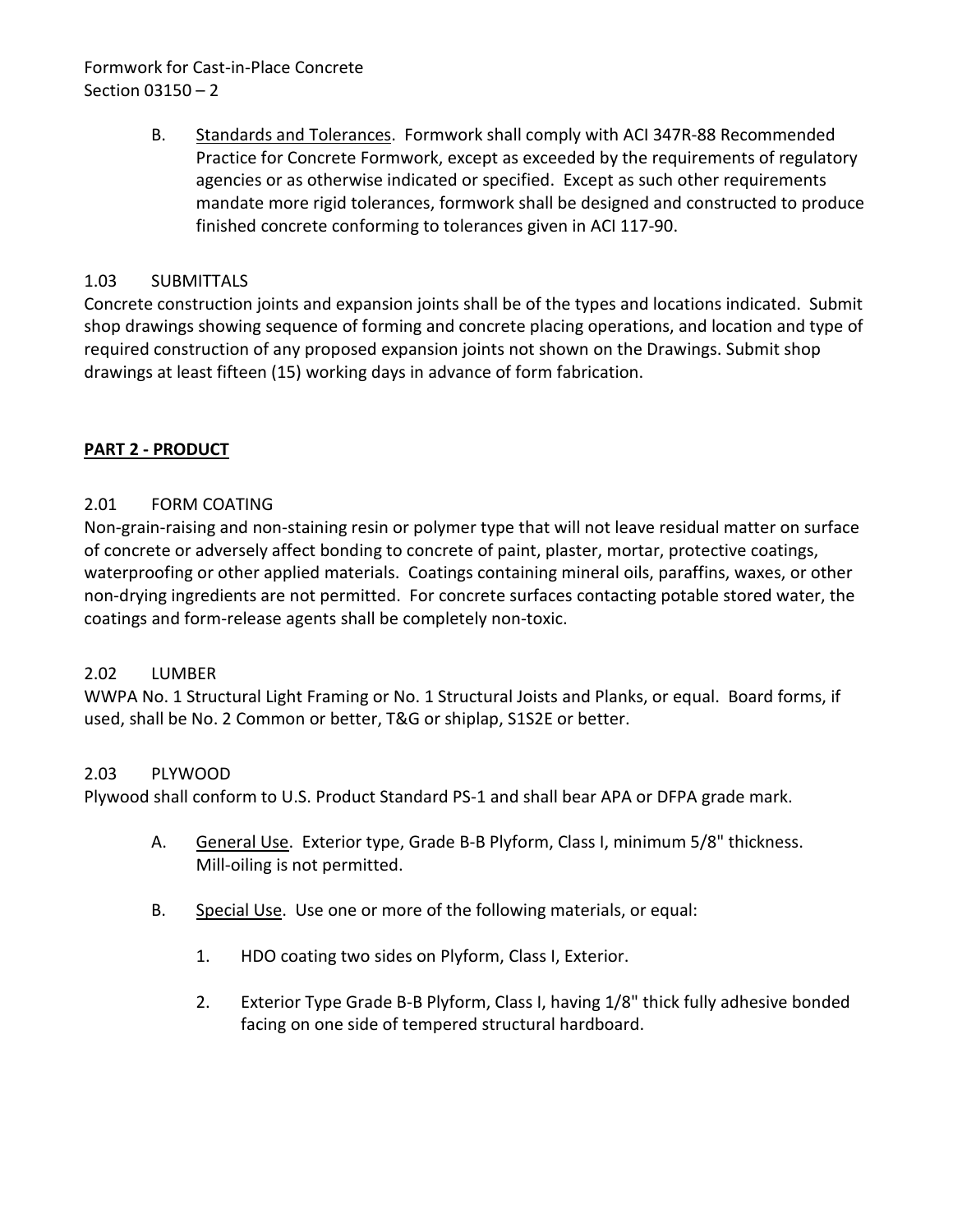B. Standards and Tolerances. Formwork shall comply with ACI 347R-88 Recommended Practice for Concrete Formwork, except as exceeded by the requirements of regulatory agencies or as otherwise indicated or specified. Except as such other requirements mandate more rigid tolerances, formwork shall be designed and constructed to produce finished concrete conforming to tolerances given in ACI 117-90.

### 1.03 SUBMITTALS

Concrete construction joints and expansion joints shall be of the types and locations indicated. Submit shop drawings showing sequence of forming and concrete placing operations, and location and type of required construction of any proposed expansion joints not shown on the Drawings. Submit shop drawings at least fifteen (15) working days in advance of form fabrication.

## PART 2 - PRODUCT

### 2.01 FORM COATING

Non-grain-raising and non-staining resin or polymer type that will not leave residual matter on surface of concrete or adversely affect bonding to concrete of paint, plaster, mortar, protective coatings, waterproofing or other applied materials. Coatings containing mineral oils, paraffins, waxes, or other non-drying ingredients are not permitted. For concrete surfaces contacting potable stored water, the coatings and form-release agents shall be completely non-toxic.

### 2.02 LUMBER

WWPA No. 1 Structural Light Framing or No. 1 Structural Joists and Planks, or equal. Board forms, if used, shall be No. 2 Common or better, T&G or shiplap, S1S2E or better.

### 2.03 PLYWOOD

Plywood shall conform to U.S. Product Standard PS-1 and shall bear APA or DFPA grade mark.

A. General Use. Exterior type, Grade B-B Plyform, Class I, minimum 5/8" thickness. Mill-oiling is not permitted.

B. Special Use. Use one or more of the following materials, or equal:

1. HDO coating two sides on Plyform, Class I, Exterior.

2. Exterior Type Grade B-B Plyform, Class I, having 1/8" thick fully adhesive bonded facing on one side of tempered structural hardboard.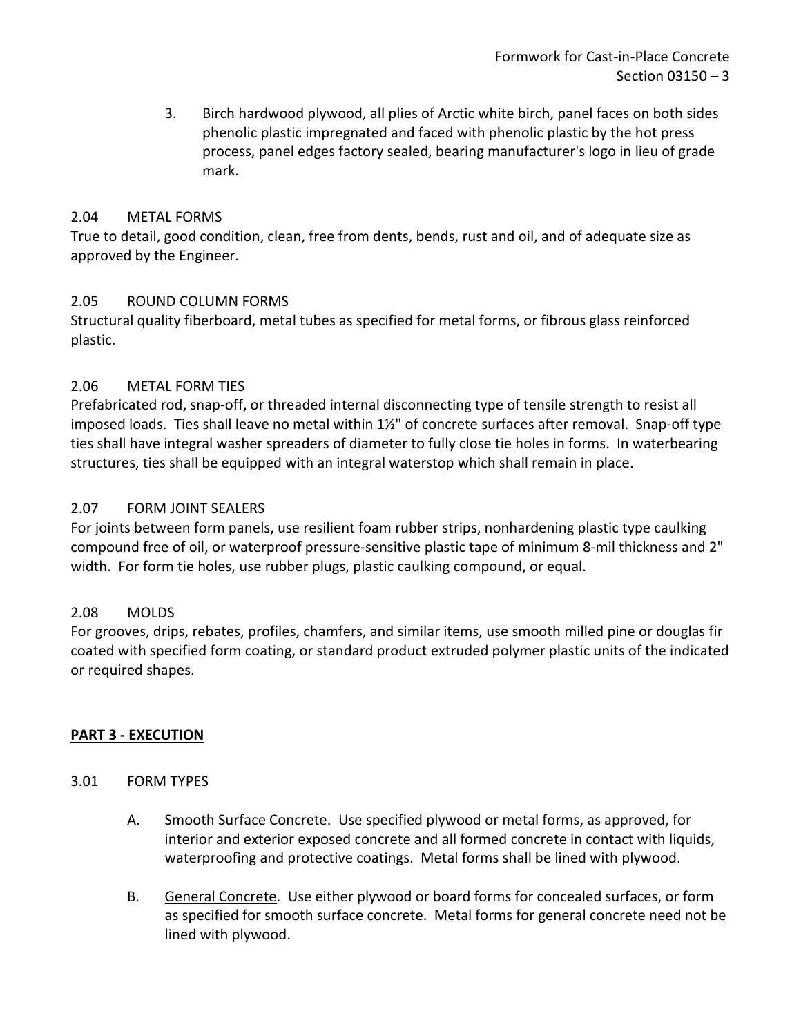3. Birch hardwood plywood, all plies of Arctic white birch, panel faces on both sides phenolic plastic impregnated and faced with phenolic plastic by the hot press process, panel edges factory sealed, bearing manufacturer's logo in lieu of grade mark.

### 2.04 METAL FORMS

True to detail, good condition, clean, free from dents, bends, rust and oil, and of adequate size as approved by the Engineer.

### 2.05 ROUND COLUMN FORMS

Structural quality fiberboard, metal tubes as specified for metal forms, or fibrous glass reinforced plastic.

### 2.06 METAL FORM TIES

Prefabricated rod, snap-off, or threaded internal disconnecting type of tensile strength to resist all imposed loads. Ties shall leave no metal within 1½" of concrete surfaces after removal. Snap-off type ties shall have integral washer spreaders of diameter to fully close tie holes in forms. In waterbearing structures, ties shall be equipped with an integral waterstop which shall remain in place.

### 2.07 FORM JOINT SEALERS

For joints between form panels, use resilient foam rubber strips, nonhardening plastic type caulking compound free of oil, or waterproof pressure-sensitive plastic tape of minimum 8-mil thickness and 2" width. For form tie holes, use rubber plugs, plastic caulking compound, or equal.

### 2.08 MOLDS

For grooves, drips, rebates, profiles, chamfers, and similar items, use smooth milled pine or douglas fir coated with specified form coating, or standard product extruded polymer plastic units of the indicated or required shapes.

## PART 3 - EXECUTION

### 3.01 FORM TYPES

A. Smooth Surface Concrete. Use specified plywood or metal forms, as approved, for interior and exterior exposed concrete and all formed concrete in contact with liquids, waterproofing and protective coatings. Metal forms shall be lined with plywood.

B. General Concrete. Use either plywood or board forms for concealed surfaces, or form as specified for smooth surface concrete. Metal forms for general concrete need not be lined with plywood.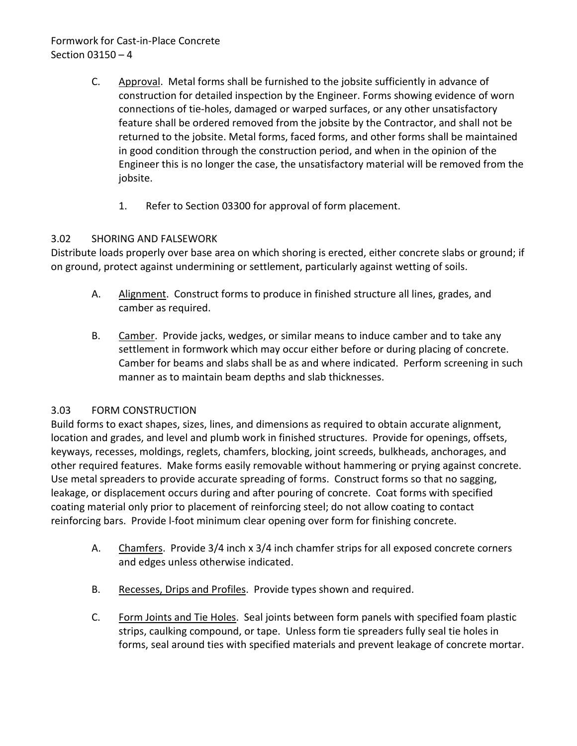C. Approval. Metal forms shall be furnished to the jobsite sufficiently in advance of construction for detailed inspection by the Engineer. Forms showing evidence of worn connections of tie-holes, damaged or warped surfaces, or any other unsatisfactory feature shall be ordered removed from the jobsite by the Contractor, and shall not be returned to the jobsite. Metal forms, faced forms, and other forms shall be maintained in good condition through the construction period, and when in the opinion of the Engineer this is no longer the case, the unsatisfactory material will be removed from the jobsite.

1. Refer to Section 03300 for approval of form placement.

## 3.02 SHORING AND FALSEWORK

Distribute loads properly over base area on which shoring is erected, either concrete slabs or ground; if on ground, protect against undermining or settlement, particularly against wetting of soils.

A. Alignment. Construct forms to produce in finished structure all lines, grades, and camber as required.

B. Camber. Provide jacks, wedges, or similar means to induce camber and to take any settlement in formwork which may occur either before or during placing of concrete. Camber for beams and slabs shall be as and where indicated. Perform screening in such manner as to maintain beam depths and slab thicknesses.

## 3.03 FORM CONSTRUCTION

Build forms to exact shapes, sizes, lines, and dimensions as required to obtain accurate alignment, location and grades, and level and plumb work in finished structures. Provide for openings, offsets, keyways, recesses, moldings, reglets, chamfers, blocking, joint screeds, bulkheads, anchorages, and other required features. Make forms easily removable without hammering or prying against concrete. Use metal spreaders to provide accurate spreading of forms. Construct forms so that no sagging, leakage, or displacement occurs during and after pouring of concrete. Coat forms with specified coating material only prior to placement of reinforcing steel; do not allow coating to contact reinforcing bars. Provide l-foot minimum clear opening over form for finishing concrete.

A. Chamfers. Provide 3/4 inch x 3/4 inch chamfer strips for all exposed concrete corners and edges unless otherwise indicated.

B. Recesses, Drips and Profiles. Provide types shown and required.

C. Form Joints and Tie Holes. Seal joints between form panels with specified foam plastic strips, caulking compound, or tape. Unless form tie spreaders fully seal tie holes in forms, seal around ties with specified materials and prevent leakage of concrete mortar.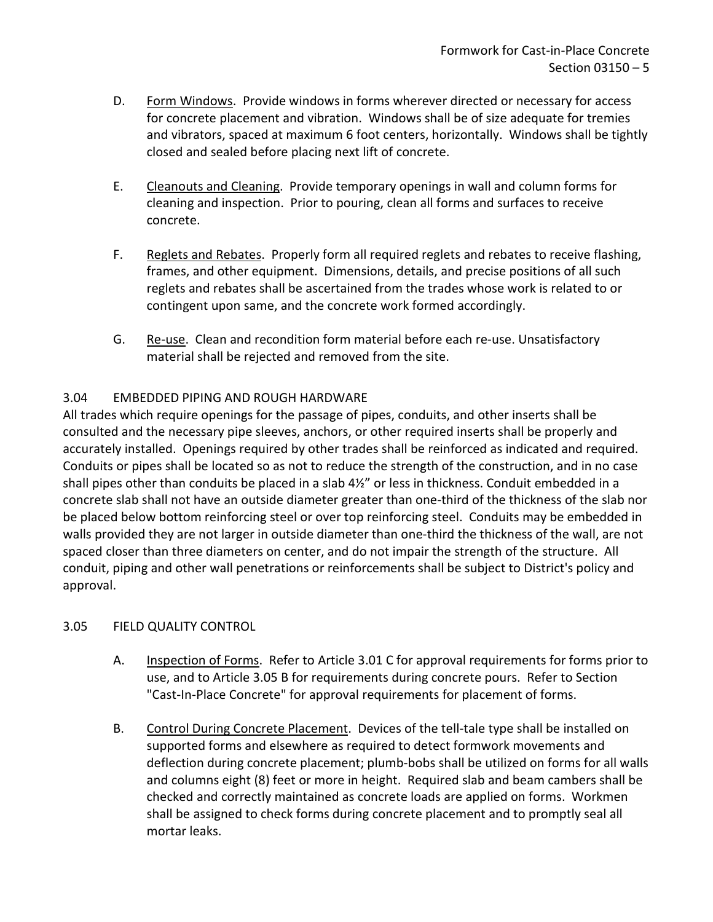D. Form Windows. Provide windows in forms wherever directed or necessary for access for concrete placement and vibration. Windows shall be of size adequate for tremies and vibrators, spaced at maximum 6 foot centers, horizontally. Windows shall be tightly closed and sealed before placing next lift of concrete.

E. Cleanouts and Cleaning. Provide temporary openings in wall and column forms for cleaning and inspection. Prior to pouring, clean all forms and surfaces to receive concrete.

F. Reglets and Rebates. Properly form all required reglets and rebates to receive flashing, frames, and other equipment. Dimensions, details, and precise positions of all such reglets and rebates shall be ascertained from the trades whose work is related to or contingent upon same, and the concrete work formed accordingly.

G. Re-use. Clean and recondition form material before each re-use. Unsatisfactory material shall be rejected and removed from the site.

### 3.04 EMBEDDED PIPING AND ROUGH HARDWARE

All trades which require openings for the passage of pipes, conduits, and other inserts shall be consulted and the necessary pipe sleeves, anchors, or other required inserts shall be properly and accurately installed. Openings required by other trades shall be reinforced as indicated and required. Conduits or pipes shall be located so as not to reduce the strength of the construction, and in no case shall pipes other than conduits be placed in a slab 4½" or less in thickness. Conduit embedded in a concrete slab shall not have an outside diameter greater than one-third of the thickness of the slab nor be placed below bottom reinforcing steel or over top reinforcing steel. Conduits may be embedded in walls provided they are not larger in outside diameter than one-third the thickness of the wall, are not spaced closer than three diameters on center, and do not impair the strength of the structure. All conduit, piping and other wall penetrations or reinforcements shall be subject to District's policy and approval.

### 3.05 FIELD QUALITY CONTROL

A. Inspection of Forms. Refer to Article 3.01 C for approval requirements for forms prior to use, and to Article 3.05 B for requirements during concrete pours. Refer to Section "Cast-In-Place Concrete" for approval requirements for placement of forms.

B. Control During Concrete Placement. Devices of the tell-tale type shall be installed on supported forms and elsewhere as required to detect formwork movements and deflection during concrete placement; plumb-bobs shall be utilized on forms for all walls and columns eight (8) feet or more in height. Required slab and beam cambers shall be checked and correctly maintained as concrete loads are applied on forms. Workmen shall be assigned to check forms during concrete placement and to promptly seal all mortar leaks.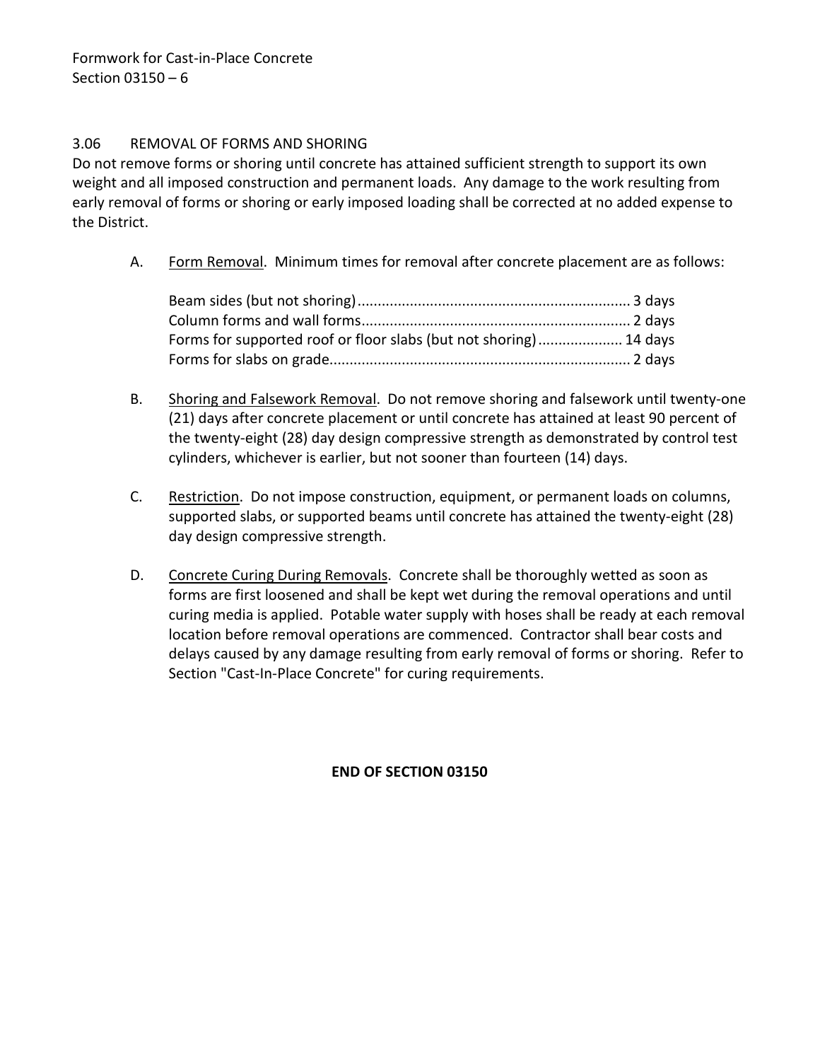### 3.06 REMOVAL OF FORMS AND SHORING

Do not remove forms or shoring until concrete has attained sufficient strength to support its own weight and all imposed construction and permanent loads. Any damage to the work resulting from early removal of forms or shoring or early imposed loading shall be corrected at no added expense to the District.

A. Form Removal. Minimum times for removal after concrete placement are as follows:

| | |
|---|---|
| Beam sides (but not shoring) | 3 days |
| Column forms and wall forms | 2 days |
| Forms for supported roof or floor slabs (but not shoring) | 14 days |
| Forms for slabs on grade | 2 days |

B. Shoring and Falsework Removal. Do not remove shoring and falsework until twenty-one (21) days after concrete placement or until concrete has attained at least 90 percent of the twenty-eight (28) day design compressive strength as demonstrated by control test cylinders, whichever is earlier, but not sooner than fourteen (14) days.

C. Restriction. Do not impose construction, equipment, or permanent loads on columns, supported slabs, or supported beams until concrete has attained the twenty-eight (28) day design compressive strength.

D. Concrete Curing During Removals. Concrete shall be thoroughly wetted as soon as forms are first loosened and shall be kept wet during the removal operations and until curing media is applied. Potable water supply with hoses shall be ready at each removal location before removal operations are commenced. Contractor shall bear costs and delays caused by any damage resulting from early removal of forms or shoring. Refer to Section "Cast-In-Place Concrete" for curing requirements.

**END OF SECTION 03150**